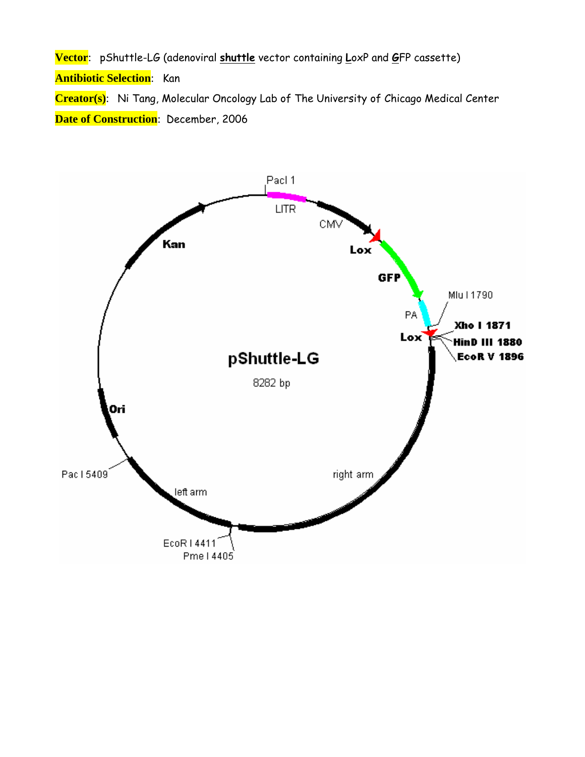**Vector**: pShuttle-LG (adenoviral **shuttle** vector containing **L**oxP and **G**FP cassette)

**Antibiotic Selection**: Kan

**Creator(s)**: Ni Tang, Molecular Oncology Lab of The University of Chicago Medical Center

**Date of Construction**: December, 2006

PacI 1

LITR

CMV

Lox

GFP

PA

Mlu I 1790

Xho I 1871

HinD III 1880

EcoR V 1896

Lox

pShuttle-LG

8282 bp

right arm

Kan

Ori

Pac I 5409

left arm

EcoR I 4411

Pme I 4405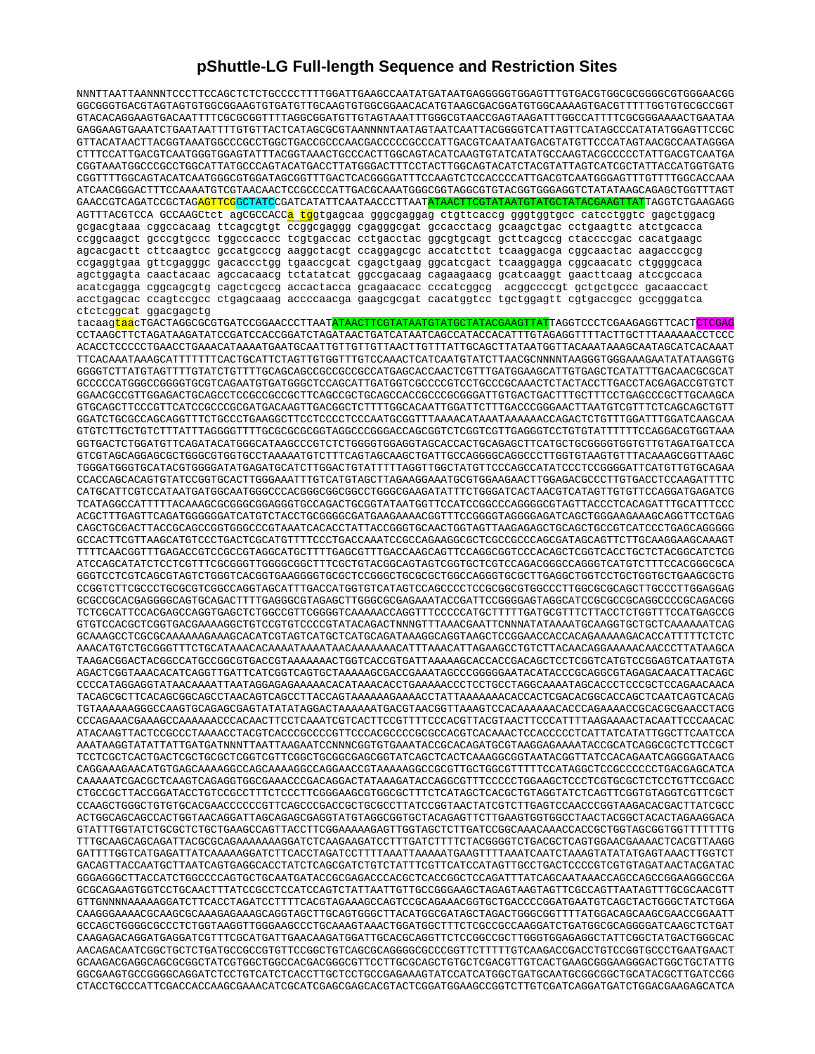# pShuttle-LG Full-length Sequence and Restriction Sites

```
NNNTTAATTAANNNTCCCTTCCAGCTCTCTGCCCCTTTTGGATTGAAGCCAATATGATAATGAGGGGGTGGAGTTTGTGACGTGGCGCGGGGCGTGGGAACGG
GGCGGGTGACGTAGTAGTGTGGCGGAAGTGTGATGTTGCAAGTGTGGCGGAACACATGTAAGCGACGGATGTGGCAAAAGTGACGTTTTTGGTGTGCGCCGGT
GTACACAGGAAGTGACAATTTTCGCGCGGTTTTAGGCGGATGTTGTAGTAAATTTGGGCGTAACCGAGTAAGATTTGGCCATTTTCGCGGGAAAACTGAATAA
GAGGAAGTGAAATCTGAATAATTTTGTGTTACTCATAGCGCGTAANNNNTAATAGTAATCAATTACGGGGTCATTAGTTCATAGCCCATATATGGAGTTCCGC
GTTACATAACTTACGGTAAATGGCCCGCCTGGCTGACCGCCCAACGACCCCCGCCCATTGACGTCAATAATGACGTATGTTCCCATAGTAACGCCAATAGGGA
CTTTCCATTGACGTCAATGGGTGGAGTATTTACGGTAAACTGCCCACTTGGCAGTACATCAAGTGTATCATATGCCAAGTACGCCCCCTATTGACGTCAATGA
CGGTAAATGGCCCGCCTGGCATTATGCCCAGTACATGACCTTATGGGACTTTCCTACTTGGCAGTACATCTACGTATTAGTCATCGCTATTACCATGGTGATG
CGGTTTTGGCAGTACATCAATGGGCGTGGATAGCGGTTTGACTCACGGGGATTTCCAAGTCTCCACCCCATTGACGTCAATGGGAGTTTGTTTTGGCACCAAA
ATCAACGGGACTTTCCAAAATGTCGTAACAACTCCGCCCCATTGACGCAAATGGGCGGTAGGCGTGTACGGTGGGAGGTCTATATAAGCAGAGCTGGTTTAGT
GAACCGTCAGATCCGCTAGAGTTCGGCTATCCGATCATATTCAATAACCCTTAATATAACTTCGTATAATGTATGCTATACGAAGTTATTAGGTCTGAAGAGG
AGTTTACGTCCA GCCAAGCtct agCGCCACCa tggtgagcaa gggcgaggag ctgttcaccg gggtggtgcc catcctggtc gagctggacg
gcgacgtaaa cggccacaag ttcagcgtgt ccggcgaggg cgagggcgat gccacctacg gcaagctgac cctgaagttc atctgcacca
ccggcaagct gcccgtgccc tggcccaccc tcgtgaccac cctgacctac ggcgtgcagt gcttcagccg ctaccccgac cacatgaagc
agcacgactt cttcaagtcc gccatgcccg aaggctacgt ccaggagcgc accatcttct tcaaggacga cggcaactac aagacccgcg
ccgaggtgaa gttcgagggc gacaccctgg tgaaccgcat cgagctgaag ggcatcgact tcaaggagga cggcaacatc ctggggcaca
agctggagta caactacaac agccacaacg tctatatcat ggccgacaag cagaagaacg gcatcaaggt gaacttcaag atccgccaca
acatcgagga cggcagcgtg cagctcgccg accactacca gcagaacacc cccatcggcg  acggccccgt gctgctgccc gacaaccact
acctgagcac ccagtccgcc ctgagcaaag accccaacga gaagcgcgat cacatggtcc tgctggagtt cgtgaccgcc gccgggatca
ctctcggcat ggacgagctg
tacaagtaacTGACTAGGCGCGTGATCCGGAACCCTTAATATAACTTCGTATAATGTATGCTATACGAAGTTATTAGGTCCCTCGAAGAGGTTCACTCTCGAG
CCTAAGCTTCTAGATAAGATATCGATCCACCGGATCTAGATAACTGATCATAATCAGCCATACCACATTTGTAGAGGTTTTACTTGCTTTAAAAAACCTCCC
ACACCTCCCCCTGAACCTGAAACATAAAATGAATGCAATTGTTGTTGTTAACTTGTTTATTGCAGCTTATAATGGTTACAAATAAAGCAATAGCATCACAAAT
TTCACAAATAAAGCATTTTTTTCACTGCATTCTAGTTGTGGTTTGTCCAAACTCATCAATGTATCTTAACGCNNNNTAAGGGTGGGAAAGAATATATAAGGTG
GGGGTCTTATGTAGTTTTGTATCTGTTTTGCAGCAGCCGCCGCCGCCATGAGCACCAACTCGTTTGATGGAAGCATTGTGAGCTCATATTTGACAACGCGCAT
GCCCCCATGGGCCGGGGTGCGTCAGAATGTGATGGGCTCCAGCATTGATGGTCGCCCCGTCCTGCCCGCAAACTCTACTACCTTGACCTACGAGACCGTGTCT
GGAACGCCGTTGGAGACTGCAGCCTCCGCCGCCGCTTCAGCCGCTGCAGCCACCGCCCGCGGGATTGTGACTGACTTTGCTTTCCTGAGCCCGCTTGCAAGCA
GTGCAGCTTCCCGTTCATCCGCCCGCGATGACAAGTTGACGGCTCTTTTGGCACAATTGGATTCTTTGACCCGGGAACTTAATGTCGTTTCTCAGCAGCTGTT
GGATCTGCGCCAGCAGGTTTCTGCCCTGAAGGCTTCCTCCCCTCCCAATGCGGTTTAAAACATAAATAAAAAACCAGACTCTGTTTGGATTTGGATCAAGCAA
GTGTCTTGCTGTCTTTATTTAGGGGTTTTGCGCGCGCGGTAGGCCCGGGACCAGCGGTCTCGGTCGTTGAGGGTCCTGTGTATTTTTTCCAGGACGTGGTAAA
GGTGACTCTGGATGTTCAGATACATGGGCATAAGCCCGTCTCTGGGGTGGAGGTAGCACCACTGCAGAGCTTCATGCTGCGGGGTGGTGTTGTAGATGATCCA
GTCGTAGCAGGAGCGCTGGGCGTGGTGCCTAAAAATGTCTTTCAGTAGCAAGCTGATTGCCAGGGGCAGGCCCTTGGTGTAAGTGTTTACAAAGCGGTTAAGC
TGGGATGGGTGCATACGTGGGGATATGAGATGCATCTTGGACTGTATTTTTAGGTTGGCTATGTTCCCAGCCATATCCCTCCGGGGATTCATGTTGTGCAGAA
CCACCAGCACAGTGTATCCGGTGCACTTGGGAAATTTGTCATGTAGCTTAGAAGGAAATGCGTGGAAGAACTTGGAGACGCCCTTGTGACCTCCAAGATTTTC
CATGCATTCGTCCATAATGATGGCAATGGGCCCACGGGCGGCGGCCTGGGCGAAGATATTTCTGGGATCACTAACGTCATAGTTGTGTTCCAGGATGAGATCG
TCATAGGCCATTTTTACAAAGCGCGGGCGGAGGGTGCCAGACTGCGGTATAATGGTTCCATCCGGCCCAGGGGCGTAGTTACCCTCACAGATTTGCATTTCCC
ACGCTTTGAGTTCAGATGGGGGGATCATGTCTACCTGCGGGGCGATGAAGAAAACGGTTTCCGGGGTAGGGGAGATCAGCTGGGAAGAAAGCAGGTTCCTGAG
CAGCTGCGACTTACCGCAGCCGGTGGGCCCGTAAATCACACCTATTACCGGGTGCAACTGGTAGTTAAGAGAGCTGCAGCTGCCGTCATCCCTGAGCAGGGGG
GCCACTTCGTTAAGCATGTCCCTGACTCGCATGTTTTCCCTGACCAAATCCGCCAGAAGGCGCTCGCCGCCCAGCGATAGCAGTTCTTGCAAGGAAGCAAAGT
TTTTCAACGGTTTGAGACCGTCCGCCGTAGGCATGCTTTTGAGCGTTTGACCAAGCAGTTCCAGGCGGTCCCACAGCTCGGTCACCTGCTCTACGGCATCTCG
ATCCAGCATATCTCCTCGTTTCGCGGGTTGGGGCGGCTTTCGCTGTACGGCAGTAGTCGGTGCTCGTCCAGACGGGCCAGGGTCATGTCTTTCCACGGGCGCA
GGGTCCTCGTCAGCGTAGTCTGGGTCACGGTGAAGGGGTGCGCTCCGGGCTGCGCGCTGGCCAGGGTGCGCTTGAGGCTGGTCCTGCTGGTGCTGAAGCGCTG
CCGGTCTTCGCCCTGCGCGTCGGCCAGGTAGCATTTGACCATGGTGTCATAGTCCAGCCCCTCCGCGGCGTGGCCCTTGGCGCGCAGCTTGCCCTTGGAGGAG
GCGCCGCACGAGGGGCAGTGCAGACTTTTGAGGGCGTAGAGCTTGGGCGCGAGAAATACCGATTCCGGGGAGTAGGCATCCGCGCCGCAGGCCCCGCAGACGG
TCTCGCATTCCACGAGCCAGGTGAGCTCTGGCCGTTCGGGGTCAAAAACCAGGTTTCCCCCATGCTTTTTGATGCGTTTCTTACCTCTGGTTTCCATGAGCCG
GTGTCCACGCTCGGTGACGAAAAGGCTGTCCGTGTCCCCGTATACAGACTNNNGTTTAAACGAATTCNNNNATATAAAATGCAAGGTGCTGCTCAAAAAATCAG
GCAAAGCCTCGCGCAAAAAAGAAAGCACATCGTAGTCATGCTCATGCAGATAAAGGCAGGTAAGCTCCGGAACCACCACAGAAAAAGACACCATTTTTCTCTC
AAACATGTCTGCGGGTTTCTGCATAAACACAAAATAAAATAACAAAAAAACATTTAAACATTAGAAGCCTGTCTTACAACAGGAAAAACAACCCTTATAAGCA
TAAGACGGACTACGGCCATGCCGGCGTGACCGTAAAAAAACTGGTCACCGTGATTAAAAAGCACCACCGACAGCTCCTCGGTCATGTCCGGAGTCATAATGTA
AGACTCGGTAAACACATCAGGTTGATTCATCGGTCAGTGCTAAAAAGCGACCGAAATAGCCCGGGGGAATACATACCCGCAGGCGTAGAGACAACATTACAGC
CCCCATAGGAGGTATAACAAAATTAATAGGAGAGAAAAACACATAAACACCTGAAAAACCCTCCTGCCTAGGCAAAATAGCACCCTCCCGCTCCAGAACAACA
TACAGCGCTTCACAGCGGCAGCCTAACAGTCAGCCTTACCAGTAAAAAAGAAAACCTATTAAAAAAACACCACTCGACACGGCACCAGCTCAATCAGTCACAG
TGTAAAAAAGGGCCAAGTGCAGAGCGAGTATATATAGGACTAAAAAATGACGTAACGGTTAAAGTCCACAAAAAACACCCAGAAAACCGCACGCGAACCTACG
CCCAGAAACGAAAGCCAAAAAACCCACAACTTCCTCAAATCGTCACTTCCGTTTTCCCACGTTACGTAACTTCCCATTTTAAGAAAACTACAATTCCCAACAC
ATACAAGTTACTCCGCCCTAAAACCTACGTCACCCGCCCCGTTCCCACGCCCCGCGCCACGTCACAAACTCCACCCCCTCATTATCATATTGGCTTCAATCCA
AAATAAGGTATATTATTGATGATNNNTTAATTAAGAATCCNNNCGGTGTGAAATACCGCACAGATGCGTAAGGAGAAAATACCGCATCAGGCGCTCTTCCGCT
TCCTCGCTCACTGACTCGCTGCGCTCGGTCGTTCGGCTGCGGCGAGCGGTATCAGCTCACTCAAAGGCGGTAATACGGTTATCCACAGAATCAGGGGATAACG
CAGGAAAGAACATGTGAGCAAAAGGCCAGCAAAAGGCCAGGAACCGTAAAAAGGCCGCGTTGCTGGCGTTTTTCCATAGGCTCCGCCCCCCTGACGAGCATCA
CAAAAATCGACGCTCAAGTCAGAGGTGGCGAAACCCGACAGGACTATAAAGATACCAGGCGTTTCCCCCTGGAAGCTCCCTCGTGCGCTCTCCTGTTCCGACC
CTGCCGCTTACCGGATACCTGTCCGCCTTTCTCCCTTCGGGAAGCGTGGCGCTTTCTCATAGCTCACGCTGTAGGTATCTCAGTTCGGTGTAGGTCGTTCGCT
CCAAGCTGGGCTGTGTGCACGAACCCCCCGTTCAGCCCGACCGCTGCGCCTTATCCGGTAACTATCGTCTTGAGTCCAACCCGGTAAGACACGACTTATCGCC
ACTGGCAGCAGCCACTGGTAACAGGATTAGCAGAGCGAGGTATGTAGGCGGTGCTACAGAGTTCTTGAAGTGGTGGCCTAACTACGGCTACACTAGAAGGACA
GTATTTGGTATCTGCGCTCTGCTGAAGCCAGTTACCTTCGGAAAAAGAGTTGGTAGCTCTTGATCCGGCAAACAAACCACCGCTGGTAGCGGTGGTTTTTTTG
TTTGCAAGCAGCAGATTACGCGCAGAAAAAAAGGATCTCAAGAAGATCCTTTGATCTTTTCTACGGGGTCTGACGCTCAGTGGAACGAAAACTCACGTTAAGG
GATTTTGGTCATGAGATTATCAAAAAGGATCTTCACCTAGATCCTTTTAAATTAAAAATGAAGTTTTAAATCAATCTAAAGTATATATGAGTAAACTTGGTCT
GACAGTTACCAATGCTTAATCAGTGAGGCACCTATCTCAGCGATCTGTCTATTTCGTTCATCCATAGTTGCCTGACTCCCCGTCGTGTAGATAACTACGATAC
GGGAGGGCTTACCATCTGGCCCCAGTGCTGCAATGATACCGCGAGACCCACGCTCACCGGCTCCAGATTTATCAGCAATAAACCAGCCAGCCGGAAGGGCCGA
GCGCAGAAGTGGTCCTGCAACTTTATCCGCCTCCATCCAGTCTATTAATTGTTGCCGGGAAGCTAGAGTAAGTAGTTCGCCAGTTAATAGTTTGCGCAACGTT
GTTGNNNNAAAAAGGATCTTCACCTAGATCCTTTTAAATTAAAAATGAAGTTTTAAATCAATCTAAAGTATATATGAGTAAACTTGGTCT
CAAGGGAAAACGCAAGCGCAAAGAGAAAGCAGGTAGCTTGCAGTGGGCTTACATGGCGATAGCTAGACTGGGCGGTTTTATGGACAGCAAGCGAACCGGAATT
GCCAGCTGGGGCGCCCTCTGGTAAGGTTGGGAAGCCCTGCAAAGTAAACTGGATGGCTTTCTCGCCGCCAAGGATCTGATGGCGCAGGGGATCAAGCTCTGAT
CAAGAGACAGGATGAGGATCGTTTCGCATGATTGAACAAGATGGATTGCACGCAGGTTCTCCGGCCGCTTGGGTGGAGAGGCTATTCGGCTATGACTGGGCAC
AACAGACAATCGGCTGCTCTGATGCCGCCGTGTTCCGGCTGTCAGCGCAGGGGCGCCCGGTTCTTTTTGTCAAGACCGACCTGTCCGGTGCCCTGAATGAACT
GCAAGACGAGGCAGCGCGGCTATCGTGGCTGGCCACGACGGGCGTTCCTTGCGCAGCTGTGCTCGACGTTGTCACTGAAGCGGGAAGGGACTGGCTGCTATTG
GGCGAAGTGCCGGGGCAGGATCTCCTGTCATCTCACCTTGCTCCTGCCGAGAAAGTATCCATCATGGCTGATGCAATGCGGCGGCTGCATACGCTTGATCCGG
CTACCTGCCCATTCGACCACCAAGCGAAACATCGCATCGAGCGAGCACGTACTCGGATGGAAGCCGGTCTTGTCGATCAGGATGATCTGGACGAAGAGCATCA
```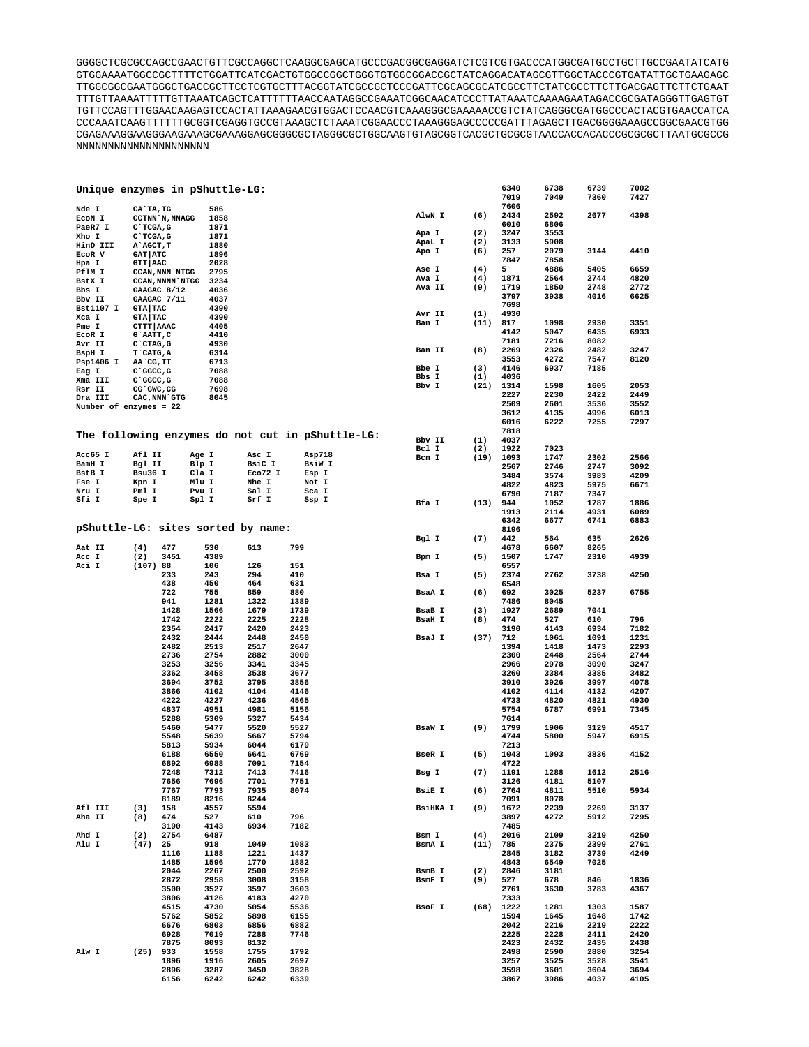```
GGGGCTCGCGCCAGCCGAACTGTTCGCCAGGCTCAAGGCGAGCATGCCCGACGGCGAGGATCTCGTCGTGACCCATGGCGATGCCTGCTTGCCGAATATCATG
GTGGAAAATGGCCGCTTTTCTGGATTCATCGACTGTGGCCGGCTGGGTGTGGCGGACCGCTATCAGGACATAGCGTTGGCTACCCGTGATATTGCTGAAGAGC
TTGGCGGCGAATGGGCTGACCGCTTCCTCGTGCTTTACGGTATCGCCGCTCCCGATTCGCAGCGCATCGCCTTCTATCGCCTTCTTGACGAGTTCTTCTGAAT
TTTGTTAAAATTTTTGTTAAATCAGCTCATTTTTTAACCAATAGGCCGAAATCGGCAACATCCCTTATAAATCAAAAGAATAGACCGCGATAGGGTTGAGTGT
TGTTCCAGTTTGGAACAAGAGTCCACTATTAAAGAACGTGGACTCCAACGTCAAAGGGCGAAAAACCGTCTATCAGGGCGATGGCCCACTACGTGAACCATCA
CCCAAATCAAGTTTTTTGCGGTCGAGGTGCCGTAAAGCTCTAAATCGGAACCCTAAAGGGAGCCCCCGATTTAGAGCTTGACGGGGAAAGCCGGCGAACGTGG
CGAGAAAGGAAGGGAAGAAAGCGAAAGGAGCGGGCGCTAGGGCGCTGGCAAGTGTAGCGGTCACGCTGCGCGTAACCACCACACCCGCGCGCTTAATGCGCCG
NNNNNNNNNNNNNNNNNNNN
```

## Unique enzymes in pShuttle-LG:

```
Nde I       CA`TA,TG         586
EcoN I      CCTNN`N,NNAGG    1858
PaeR7 I     C`TCGA,G         1871
Xho I       C`TCGA,G         1871
HinD III    A`AGCT,T         1880
EcoR V      GAT|ATC          1896
Hpa I       GTT|AAC          2028
PflM I      CCAN,NNN`NTGG    2795
BstX I      CCAN,NNNN`NTGG   3234
Bbs I       GAAGAC 8/12      4036
Bbv II      GAAGAC 7/11      4037
Bst1107 I   GTA|TAC          4390
Xca I       GTA|TAC          4390
Pme I       CTTT|AAAC        4405
EcoR I      G`AATT,C         4410
Avr II      C`CTAG,G         4930
BspH I      T`CATG,A         6314
Psp1406 I   AA`CG,TT         6713
Eag I       C`GGCC,G         7088
Xma III     C`GGCC,G         7088
Rsr II      CG`GWC,CG        7698
Dra III     CAC,NNN`GTG      8045
Number of enzymes = 22
```

## The following enzymes do not cut in pShuttle-LG:

```
Acc65 I     Afl II      Age I       Asc I       Asp718
BamH I      Bgl II      Blp I       BsiC I      BsiW I
BstB I      Bsu36 I     Cla I       Eco72 I     Esp I
Fse I       Kpn I       Mlu I       Nhe I       Not I
Nru I       Pml I       Pvu I       Sal I       Sca I
Sfi I       Spe I       Spl I       Srf I       Ssp I
```

## pShuttle-LG: sites sorted by name:

```
Aat II      (4)    477    530    613    799
Acc I       (2)    3451   4389
Aci I       (107)  88     106    126    151
                   233    243    294    410
                   438    450    464    631
                   722    755    859    880
                   941    1281   1322   1389
                   1428   1566   1679   1739
                   1742   2222   2225   2228
                   2354   2417   2420   2423
                   2432   2444   2448   2450
                   2482   2513   2517   2647
                   2736   2754   2882   3000
                   3253   3256   3341   3345
                   3362   3458   3538   3677
                   3694   3752   3795   3856
                   3866   4102   4104   4146
                   4222   4227   4236   4565
                   4837   4951   4981   5156
                   5288   5309   5327   5434
                   5460   5477   5520   5527
                   5548   5639   5667   5794
                   5813   5934   6044   6179
                   6188   6550   6641   6769
                   6892   6988   7091   7154
                   7248   7312   7413   7416
                   7656   7696   7701   7751
                   7767   7793   7935   8074
                   8189   8216   8244
Afl III     (3)    158    4557   5594
Aha II      (8)    474    527    610    796
                   3190   4143   6934   7182
Ahd I       (2)    2754   6487
Alu I       (47)   25     918    1049   1083
                   1116   1188   1221   1437
                   1485   1596   1770   1882
                   2044   2267   2500   2592
                   2872   2958   3008   3158
                   3500   3527   3597   3603
                   3806   4126   4183   4270
                   4515   4730   5054   5536
                   5762   5852   5898   6155
                   6676   6803   6856   6882
                   6928   7019   7288   7746
                   7875   8093   8132
Alw I       (25)   933    1558   1755   1792
                   1896   1916   2605   2697
                   2896   3287   3450   3828
                   6156   6242   6242   6339
                   6340   6738   6739   7002
                   7019   7049   7360   7427
                   7606
AlwN I      (6)    2434   2592   2677   4398
                   6010   6806
Apa I       (2)    3247   3553
ApaL I      (2)    3133   5908
Apo I       (6)    257    2079   3144   4410
                   7847   7858
Ase I       (4)    5      4886   5405   6659
Ava I       (4)    1871   2564   2744   4820
Ava II      (9)    1719   1850   2748   2772
                   3797   3938   4016   6625
                   7698
Avr II      (1)    4930
Ban I       (11)   817    1098   2930   3351
                   4142   5047   6435   6933
                   7181   7216   8082
Ban II      (8)    2269   2326   2482   3247
                   3553   4272   7547   8120
Bbe I       (3)    4146   6937   7185
Bbs I       (1)    4036
Bbv I       (21)   1314   1598   1605   2053
                   2227   2230   2422   2449
                   2509   2601   3536   3552
                   3612   4135   4996   6013
                   6016   6222   7255   7297
                   7818
Bbv II      (1)    4037
Bcl I       (2)    1922   7023
Bcn I       (19)   1093   1747   2302   2566
                   2567   2746   2747   3092
                   3484   3574   3983   4209
                   4822   4823   5975   6671
                   6790   7187   7347
Bfa I       (13)   944    1052   1787   1886
                   1913   2114   4931   6089
                   6342   6677   6741   6883
                   8196
Bgl I       (7)    442    564    635    2626
                   4678   6607   8265
Bpm I       (5)    1507   1747   2310   4939
                   6557
Bsa I       (5)    2374   2762   3738   4250
                   6548
BsaA I      (6)    692    3025   5237   6755
                   7486   8045
BsaB I      (3)    1927   2689   7041
BsaH I      (8)    474    527    610    796
                   3190   4143   6934   7182
BsaJ I      (37)   712    1061   1091   1231
                   1394   1418   1473   2293
                   2300   2448   2564   2744
                   2966   2978   3090   3247
                   3260   3384   3385   3482
                   3910   3926   3997   4078
                   4102   4114   4132   4207
                   4733   4820   4821   4930
                   5754   6787   6991   7345
                   7614
BsaW I      (9)    1799   1906   3129   4517
                   4744   5800   5947   6915
                   7213
BseR I      (5)    1043   1093   3836   4152
                   4722
Bsg I       (7)    1191   1288   1612   2516
                   3126   4181   5107
BsiE I      (6)    2764   4811   5510   5934
                   7091   8078
BsiHKA I    (9)    1672   2239   2269   3137
                   3897   4272   5912   7295
                   7485
Bsm I       (4)    2016   2109   3219   4250
BsmA I      (11)   785    2375   2399   2761
                   2845   3182   3739   4249
                   4843   6549   7025
BsmB I      (2)    2846   3181
BsmF I      (9)    527    678    846    1836
                   2761   3630   3783   4367
                   7333
BsoF I      (68)   1222   1281   1303   1587
                   1594   1645   1648   1742
                   2042   2216   2219   2222
                   2225   2228   2411   2420
                   2423   2432   2435   2438
                   2498   2590   2880   3254
                   3257   3525   3528   3541
                   3598   3601   3604   3694
                   3867   3986   4037   4105
```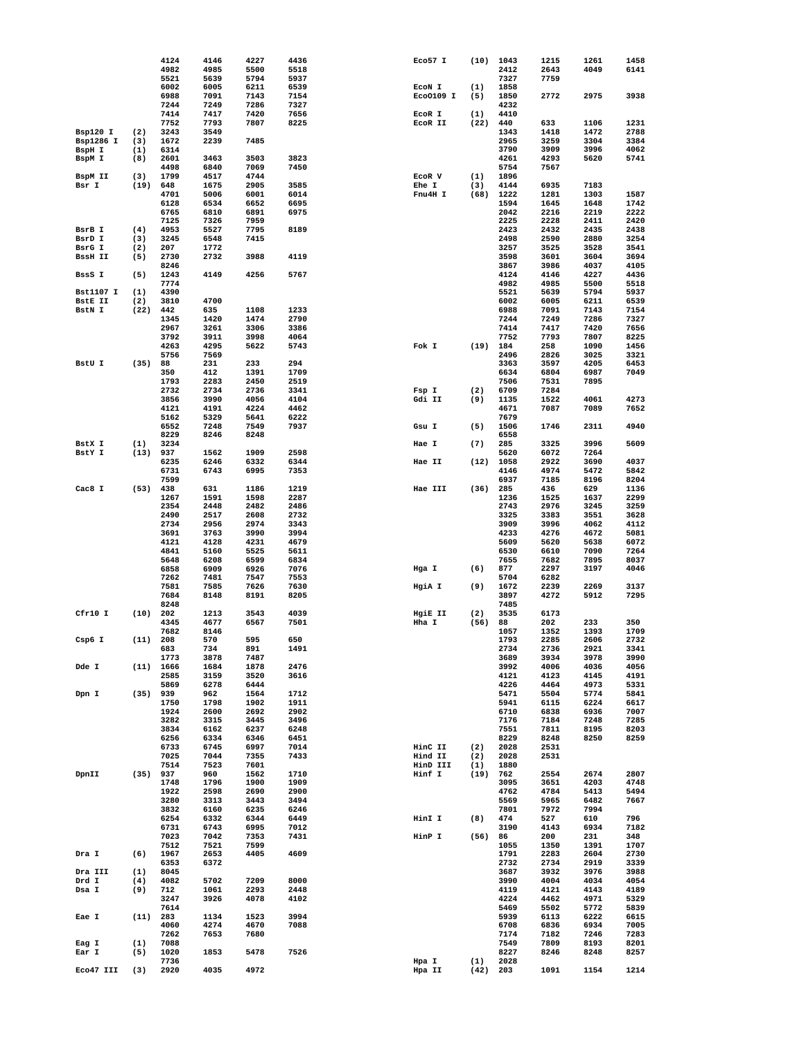```
                4124    4146    4227    4436          Eco57 I      (10) 1043    1215    1261    1458
                4982    4985    5500    5518                            2412    2643    4049    6141
                5521    5639    5794    5937                            7327    7759
                6002    6005    6211    6539          EcoN I       (1)  1858
                6988    7091    7143    7154          EcoO109 I    (5)  1850    2772    2975    3938
                7244    7249    7286    7327                            4232
                7414    7417    7420    7656          EcoR I       (1)  4410
                7752    7793    7807    8225          EcoR II      (22) 440     633     1106    1231
Bsp120 I   (2)  3243    3549                                            1343    1418    1472    2788
Bsp1286 I  (3)  1672    2239    7485                                    2965    3259    3304    3384
BspH I     (1)  6314                                                    3790    3909    3996    4062
BspM I     (8)  2601    3463    3503    3823                            4261    4293    5620    5741
                4498    6840    7069    7450                            5754    7567
BspM II    (3)  1799    4517    4744                  EcoR V       (1)  1896
Bsr I      (19) 648     1675    2905    3585          Ehe I        (3)  4144    6935    7183
                4701    5006    6001    6014          Fnu4H I      (68) 1222    1281    1303    1587
                6128    6534    6652    6695                            1594    1645    1648    1742
                6765    6810    6891    6975                            2042    2216    2219    2222
                7125    7326    7959                                    2225    2228    2411    2420
BsrB I     (4)  4953    5527    7795    8189                            2423    2432    2435    2438
BsrD I     (3)  3245    6548    7415                                    2498    2590    2880    3254
BsrG I     (2)  207     1772                                            3257    3525    3528    3541
BssH II    (5)  2730    2732    3988    4119                            3598    3601    3604    3694
                8246                                                    3867    3986    4037    4105
BssS I     (5)  1243    4149    4256    5767                            4124    4146    4227    4436
                7774                                                    4982    4985    5500    5518
Bst1107 I  (1)  4390                                                    5521    5639    5794    5937
BstE II    (2)  3810    4700                                            6002    6005    6211    6539
BstN I     (22) 442     635     1108    1233                            6988    7091    7143    7154
                1345    1420    1474    2790                            7244    7249    7286    7327
                2967    3261    3306    3386                            7414    7417    7420    7656
                3792    3911    3998    4064                            7752    7793    7807    8225
                4263    4295    5622    5743          Fok I        (19) 184     258     1090    1456
                5756    7569                                            2496    2826    3025    3321
BstU I     (35) 88      231     233     294                             3363    3597    4205    6453
                350     412     1391    1709                            6634    6804    6987    7049
                1793    2283    2450    2519                            7506    7531    7895
                2732    2734    2736    3341          Fsp I        (2)  6709    7284
                3856    3990    4056    4104          Gdi II       (9)  1135    1522    4061    4273
                4121    4191    4224    4462                            4671    7087    7089    7652
                5162    5329    5641    6222                            7679
                6552    7248    7549    7937          Gsu I        (5)  1506    1746    2311    4940
                8229    8246    8248                                    6558
BstX I     (1)  3234                                  Hae I        (7)  285     3325    3996    5609
BstY I     (13) 937     1562    1909    2598                            5620    6072    7264
                6235    6246    6332    6344          Hae II       (12) 1058    2922    3690    4037
                6731    6743    6995    7353                            4146    4974    5472    5842
                7599                                                    6937    7185    8196    8204
Cac8 I     (53) 438     631     1186    1219          Hae III      (36) 285     436     629     1136
                1267    1591    1598    2287                            1236    1525    1637    2299
                2354    2448    2482    2486                            2743    2976    3245    3259
                2490    2517    2608    2732                            3325    3383    3551    3628
                2734    2956    2974    3343                            3909    3996    4062    4112
                3691    3763    3990    3994                            4233    4276    4672    5081
                4121    4128    4231    4679                            5609    5620    5638    6072
                4841    5160    5525    5611                            6530    6610    7090    7264
                5648    6208    6599    6834                            7655    7682    7895    8037
                6858    6909    6926    7076          Hga I        (6)  877     2297    3197    4046
                7262    7481    7547    7553                            5704    6282
                7581    7585    7626    7630          HgiA I       (9)  1672    2239    2269    3137
                7684    8148    8191    8205                            3897    4272    5912    7295
                8248                                                    7485
Cfr10 I    (10) 202     1213    3543    4039          HgiE II      (2)  3535    6173
                4345    4677    6567    7501          Hha I        (56) 88      202     233     350
                7682    8146                                            1057    1352    1393    1709
Csp6 I     (11) 208     570     595     650                             1793    2285    2606    2732
                683     734     891     1491                            2734    2736    2921    3341
                1773    3878    7487                                    3689    3934    3978    3990
Dde I      (11) 1666    1684    1878    2476                            3992    4006    4036    4056
                2585    3159    3520    3616                            4121    4123    4145    4191
                5869    6278    6444                                    4226    4464    4973    5331
Dpn I      (35) 939     962     1564    1712                            5471    5504    5774    5841
                1750    1798    1902    1911                            5941    6115    6224    6617
                1924    2600    2692    2902                            6710    6838    6936    7007
                3282    3315    3445    3496                            7176    7184    7248    7285
                3834    6162    6237    6248                            7551    7811    8195    8203
                6256    6334    6346    6451                            8229    8248    8250    8259
                6733    6745    6997    7014          HinC II      (2)  2028    2531
                7025    7044    7355    7433          Hind II      (2)  2028    2531
                7514    7523    7601                  HinD III     (1)  1880
DpnII      (35) 937     960     1562    1710          Hinf I       (19) 762     2554    2674    2807
                1748    1796    1900    1909                            3095    3651    4203    4748
                1922    2598    2690    2900                            4762    4784    5413    5494
                3280    3313    3443    3494                            5569    5965    6482    7667
                3832    6160    6235    6246                            7801    7972    7994
                6254    6332    6344    6449          HinI I       (8)  474     527     610     796
                6731    6743    6995    7012                            3190    4143    6934    7182
                7023    7042    7353    7431          HinP I       (56) 86      200     231     348
                7512    7521    7599                                    1055    1350    1391    1707
Dra I      (6)  1967    2653    4405    4609                            1791    2283    2604    2730
                6353    6372                                            2732    2734    2919    3339
Dra III    (1)  8045                                                    3687    3932    3976    3988
Drd I      (4)  4082    5702    7209    8000                            3990    4004    4034    4054
Dsa I      (9)  712     1061    2293    2448                            4119    4121    4143    4189
                3247    3926    4078    4102                            4224    4462    4971    5329
                7614                                                    5469    5502    5772    5839
Eae I      (11) 283     1134    1523    3994                            5939    6113    6222    6615
                4060    4274    4670    7088                            6708    6836    6934    7005
                7262    7653    7680                                    7174    7182    7246    7283
Eag I      (1)  7088                                                    7549    7809    8193    8201
Ear I      (5)  1020    1853    5478    7526                            8227    8246    8248    8257
                7736                                  Hpa I        (1)  2028
Eco47 III  (3)  2920    4035    4972                  Hpa II       (42) 203     1091    1154    1214
```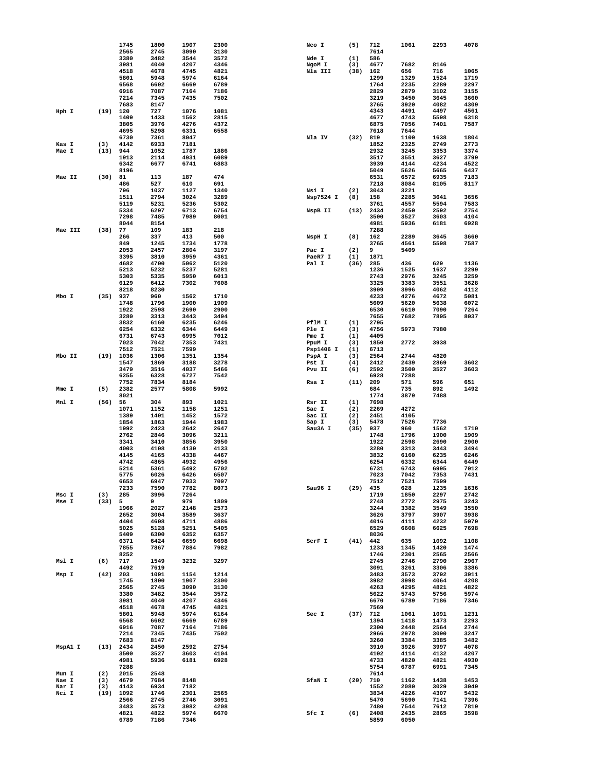```
                1745    1800    1907    2300
                2565    2745    3090    3130
                3380    3482    3544    3572
                3981    4040    4207    4346
                4518    4678    4745    4821
                5801    5948    5974    6164
                6568    6602    6669    6789
                6916    7087    7164    7186
                7214    7345    7435    7502
                7683    8147
Hph I     (19)  120     727     1076    1081
                1409    1433    1562    2815
                3805    3976    4276    4372
                4695    5298    6331    6558
                6730    7361    8047
Kas I     (3)   4142    6933    7181
Mae I     (13)  944     1052    1787    1886
                1913    2114    4931    6089
                6342    6677    6741    6883
                8196
Mae II    (30)  81      113     187     474
                486     527     610     691
                796     1037    1127    1340
                1511    2794    3024    3289
                5119    5231    5236    5302
                5334    6297    6713    6754
                7298    7485    7989    8001
                8044    8154
Mae III   (38)  77      109     183     218
                266     337     413     500
                849     1245    1734    1778
                2053    2457    2804    3197
                3395    3810    3959    4361
                4682    4700    5062    5120
                5213    5232    5237    5281
                5303    5335    5950    6013
                6129    6412    7302    7608
                8218    8230
Mbo I     (35)  937     960     1562    1710
                1748    1796    1900    1909
                1922    2598    2690    2900
                3280    3313    3443    3494
                3832    6160    6235    6246
                6254    6332    6344    6449
                6731    6743    6995    7012
                7023    7042    7353    7431
                7512    7521    7599
Mbo II    (19)  1036    1306    1351    1354
                1547    1869    3188    3278
                3479    3516    4037    5466
                6255    6328    6727    7542
                7752    7834    8184
Mme I     (5)   2382    2577    5808    5992
                8021
Mnl I     (56)  56      304     893     1021
                1071    1152    1158    1251
                1389    1401    1452    1572
                1854    1863    1944    1983
                1992    2423    2642    2647
                2762    2846    3096    3211
                3341    3410    3856    3950
                4003    4108    4130    4133
                4145    4165    4338    4467
                4742    4865    4932    4956
                5214    5361    5492    5702
                5775    6026    6426    6507
                6653    6947    7033    7097
                7233    7590    7782    8073
Msc I     (3)   285     3996    7264
Mse I     (33)  5       9       979     1809
                1966    2027    2148    2573
                2652    3004    3589    3637
                4404    4608    4711    4886
                5025    5128    5251    5405
                5409    6300    6352    6357
                6371    6424    6659    6698
                7855    7867    7884    7982
                8252
Msl I     (6)   717     1549    3232    3297
                4492    7619
Msp I     (42)  203     1091    1154    1214
                1745    1800    1907    2300
                2565    2745    3090    3130
                3380    3482    3544    3572
                3981    4040    4207    4346
                4518    4678    4745    4821
                5801    5948    5974    6164
                6568    6602    6669    6789
                6916    7087    7164    7186
                7214    7345    7435    7502
                7683    8147
MspA1 I   (13)  2434    2450    2592    2754
                3500    3527    3603    4104
                4981    5936    6181    6928
                7288
Mun I     (2)   2015    2548
Nae I     (3)   4679    7684    8148
Nar I     (3)   4143    6934    7182
Nci I     (19)  1092    1746    2301    2565
                2566    2745    2746    3091
                3483    3573    3982    4208
                4821    4822    5974    6670
                6789    7186    7346
Nco I     (5)   712     1061    2293    4078
                7614
Nde I     (1)   586
NgoM I    (3)   4677    7682    8146
Nla III   (38)  162     656     716     1065
                1299    1329    1524    1719
                1764    2235    2289    2297
                2829    2879    3102    3155
                3219    3450    3645    3660
                3765    3920    4082    4309
                4343    4491    4497    4561
                4677    4743    5598    6318
                6875    7056    7401    7587
                7618    7644
Nla IV    (32)  819     1100    1638    1804
                1852    2325    2749    2773
                2932    3245    3353    3374
                3517    3551    3627    3799
                3939    4144    4234    4522
                5049    5626    5665    6437
                6531    6572    6935    7183
                7218    8084    8105    8117
Nsi I     (2)   3043    3221
Nsp7524 I (8)   158     2285    3641    3656
                3761    4557    5594    7583
NspB II   (13)  2434    2450    2592    2754
                3500    3527    3603    4104
                4981    5936    6181    6928
                7288
NspH I    (8)   162     2289    3645    3660
                3765    4561    5598    7587
Pac I     (2)   9       5409
PaeR7 I   (1)   1871
Pal I     (36)  285     436     629     1136
                1236    1525    1637    2299
                2743    2976    3245    3259
                3325    3383    3551    3628
                3909    3996    4062    4112
                4233    4276    4672    5081
                5609    5620    5638    6072
                6530    6610    7090    7264
                7655    7682    7895    8037
PflM I    (1)   2795
Ple I     (3)   4756    5973    7980
Pme I     (1)   4405
PpuM I    (3)   1850    2772    3938
Psp1406 I (1)   6713
PspA I    (3)   2564    2744    4820
Pst I     (4)   2412    2439    2869    3602
Pvu II    (6)   2592    3500    3527    3603
                6928    7288
Rsa I     (11)  209     571     596     651
                684     735     892     1492
                1774    3879    7488
Rsr II    (1)   7698
Sac I     (2)   2269    4272
Sac II    (2)   2451    4105
Sap I     (3)   5478    7526    7736
Sau3A I   (35)  937     960     1562    1710
                1748    1796    1900    1909
                1922    2598    2690    2900
                3280    3313    3443    3494
                3832    6160    6235    6246
                6254    6332    6344    6449
                6731    6743    6995    7012
                7023    7042    7353    7431
                7512    7521    7599
Sau96 I   (29)  435     628     1235    1636
                1719    1850    2297    2742
                2748    2772    2975    3243
                3244    3382    3549    3550
                3626    3797    3907    3938
                4016    4111    4232    5079
                6529    6608    6625    7698
                8036
ScrF I    (41)  442     635     1092    1108
                1233    1345    1420    1474
                1746    2301    2565    2566
                2745    2746    2790    2967
                3091    3261    3306    3386
                3483    3573    3792    3911
                3982    3998    4064    4208
                4263    4295    4821    4822
                5622    5743    5756    5974
                6670    6789    7186    7346
                7569
Sec I     (37)  712     1061    1091    1231
                1394    1418    1473    2293
                2300    2448    2564    2744
                2966    2978    3090    3247
                3260    3384    3385    3482
                3910    3926    3997    4078
                4102    4114    4132    4207
                4733    4820    4821    4930
                5754    6787    6991    7345
                7614
SfaN I    (20)  710     1162    1438    1453
                1552    2080    3029    3049
                3834    4226    4307    5432
                5470    5690    7141    7396
                7480    7544    7612    7819
Sfc I     (6)   2408    2435    2865    3598
                5859    6050
```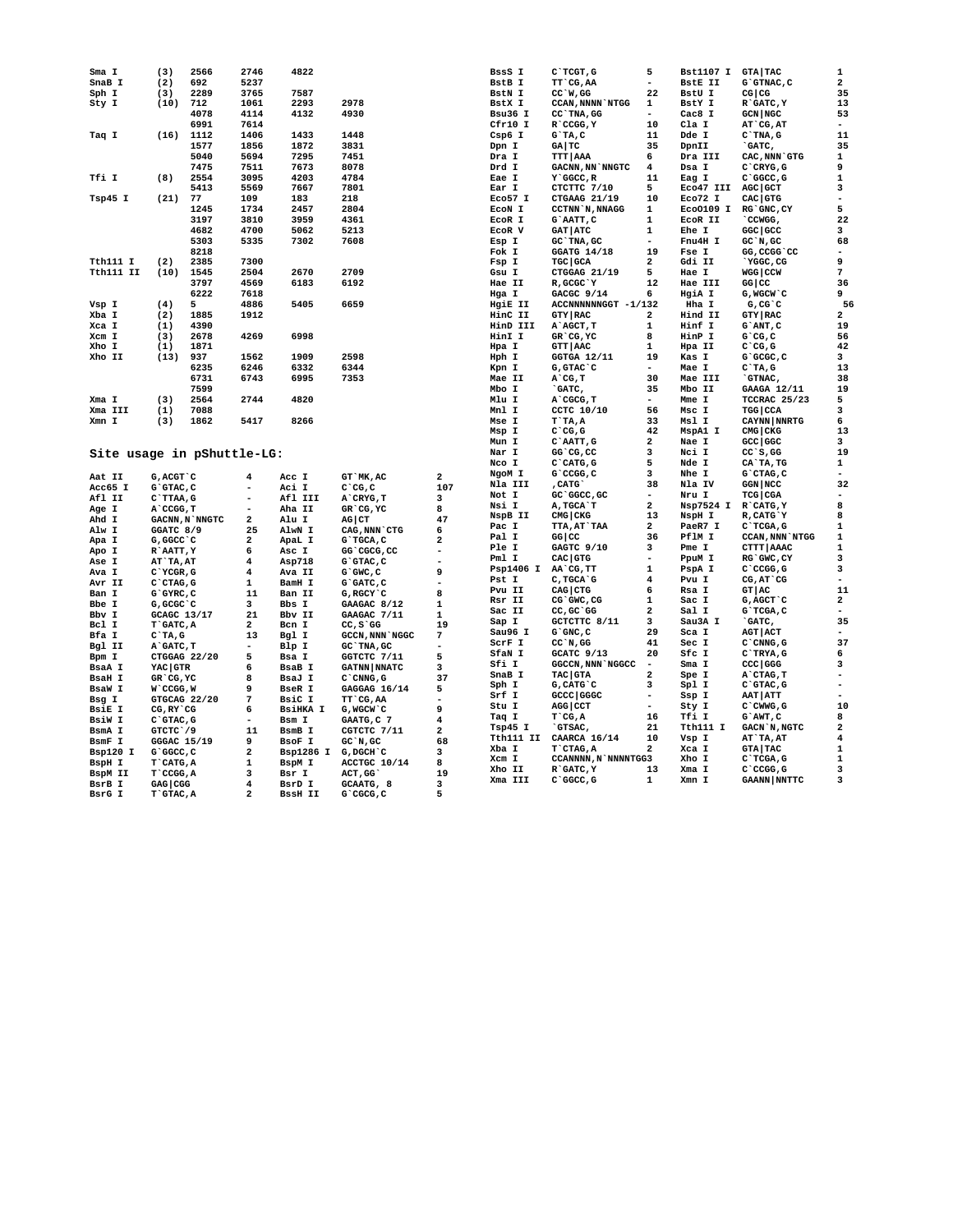| | | | | | | |
|---|---|---|---|---|---|---|
| Sma I | (3) | 2566 | 2746 | 4822 | | |
| SnaB I | (2) | 692 | 5237 | | | |
| Sph I | (3) | 2289 | 3765 | 7587 | | |
| Sty I | (10) | 712 | 1061 | 2293 | 2978 | |
| | | 4078 | 4114 | 4132 | 4930 | |
| | | 6991 | 7614 | | | |
| Taq I | (16) | 1112 | 1406 | 1433 | 1448 | |
| | | 1577 | 1856 | 1872 | 3831 | |
| | | 5040 | 5694 | 7295 | 7451 | |
| | | 7475 | 7511 | 7673 | 8078 | |
| Tfi I | (8) | 2554 | 3095 | 4203 | 4784 | |
| | | 5413 | 5569 | 7667 | 7801 | |
| Tsp45 I | (21) | 77 | 109 | 183 | 218 | |
| | | 1245 | 1734 | 2457 | 2804 | |
| | | 3197 | 3810 | 3959 | 4361 | |
| | | 4682 | 4700 | 5062 | 5213 | |
| | | 5303 | 5335 | 7302 | 7608 | |
| | | 8218 | | | | |
| Tth111 I | (2) | 2385 | 7300 | | | |
| Tth111 II | (10) | 1545 | 2504 | 2670 | 2709 | |
| | | 3797 | 4569 | 6183 | 6192 | |
| | | 6222 | 7618 | | | |
| Vsp I | (4) | 5 | 4886 | 5405 | 6659 | |
| Xba I | (2) | 1885 | 1912 | | | |
| Xca I | (1) | 4390 | | | | |
| Xcm I | (3) | 2678 | 4269 | 6998 | | |
| Xho I | (1) | 1871 | | | | |
| Xho II | (13) | 937 | 1562 | 1909 | 2598 | |
| | | 6235 | 6246 | 6332 | 6344 | |
| | | 6731 | 6743 | 6995 | 7353 | |
| | | 7599 | | | | |
| Xma I | (3) | 2564 | 2744 | 4820 | | |
| Xma III | (1) | 7088 | | | | |
| Xmn I | (3) | 1862 | 5417 | 8266 | | |

## Site usage in pShuttle-LG:

| | | | | | |
|---|---|---|---|---|---|
| Aat II | G,ACGT`C | 4 | Acc I | GT`MK,AC | 2 |
| Acc65 I | G`GTAC,C | - | Aci I | C`CG,C | 107 |
| Afl II | C`TTAA,G | - | Afl III | A`CRYG,T | 3 |
| Age I | A`CCGG,T | - | Aha II | GR`CG,YC | 8 |
| Ahd I | GACNN,N`NNGTC | 2 | Alu I | AG\|CT | 47 |
| Alw I | GGATC 8/9 | 25 | AlwN I | CAG,NNN`CTG | 6 |
| Apa I | G,GGCC`C | 2 | ApaL I | G`TGCA,C | 2 |
| Apo I | R`AATT,Y | 6 | Asc I | GG`CGCG,CC | - |
| Ase I | AT`TA,AT | 4 | Asp718 | G`GTAC,C | - |
| Ava I | C`YCGR,G | 4 | Ava II | G`GWC,C | 9 |
| Avr II | C`CTAG,G | 1 | BamH I | G`GATC,C | - |
| Ban I | G`GYRC,C | 11 | Ban II | G,RGCY`C | 8 |
| Bbe I | G,GCGC`C | 3 | Bbs I | GAAGAC 8/12 | 1 |
| Bbv I | GCAGC 13/17 | 21 | Bbv II | GAAGAC 7/11 | 1 |
| Bcl I | T`GATC,A | 2 | Bcn I | CC,S`GG | 19 |
| Bfa I | C`TA,G | 13 | Bgl I | GCCN,NNN`NGGC | 7 |
| Bgl II | A`GATC,T | - | Blp I | GC`TNA,GC | - |
| Bpm I | CTGGAG 22/20 | 5 | Bsa I | GGTCTC 7/11 | 5 |
| BsaA I | YAC\|GTR | 6 | BsaB I | GATNN\|NNATC | 3 |
| BsaH I | GR`CG,YC | 8 | BsaJ I | C`CNNG,G | 37 |
| BsaW I | W`CCGG,W | 9 | BseR I | GAGGAG 16/14 | 5 |
| Bsg I | GTGCAG 22/20 | 7 | BsiC I | TT`CG,AA | - |
| BsiE I | CG,RY`CG | 6 | BsiHKA I | G,WGCW`C | 9 |
| BsiW I | C`GTAC,G | - | Bsm I | GAATG,C 7 | 4 |
| BsmA I | GTCTC`/9 | 11 | BsmB I | CGTCTC 7/11 | 2 |
| BsmF I | GGGAC 15/19 | 9 | BsoF I | GC`N,GC | 68 |
| Bsp120 I | G`GGCC,C | 2 | Bsp1286 I | G,DGCH`C | 3 |
| BspH I | T`CATG,A | 1 | BspM I | ACCTGC 10/14 | 8 |
| BspM II | T`CCGG,A | 3 | Bsr I | ACT,GG` | 19 |
| BsrB I | GAG\|CGG | 4 | BsrD I | GCAATG, 8 | 3 |
| BsrG I | T`GTAC,A | 2 | BssH II | G`CGCG,C | 5 |
| BssS I | C`TCGT,G | 5 | Bst1107 I | GTA\|TAC | 1 |
| BstB I | TT`CG,AA | - | BstE II | G`GTNAC,C | 2 |
| BstN I | CC`W,GG | 22 | BstU I | CG\|CG | 35 |
| BstX I | CCAN,NNNN`NTGG | 1 | BstY I | R`GATC,Y | 13 |
| Bsu36 I | CC`TNA,GG | - | Cac8 I | GCN\|NGC | 53 |
| Cfr10 I | R`CCGG,Y | 10 | Cla I | AT`CG,AT | - |
| Csp6 I | G`TA,C | 11 | Dde I | C`TNA,G | 11 |
| Dpn I | GA\|TC | 35 | DpnII | `GATC, | 35 |
| Dra I | TTT\|AAA | 6 | Dra III | CAC,NNN`GTG | 1 |
| Drd I | GACNN,NN`NNGTC | 4 | Dsa I | C`CRYG,G | 9 |
| Eae I | Y`GGCC,R | 11 | Eag I | C`GGCC,G | 1 |
| Ear I | CTCTTC 7/10 | 5 | Eco47 III | AGC\|GCT | 3 |
| Eco57 I | CTGAAG 21/19 | 10 | Eco72 I | CAC\|GTG | - |
| EcoN I | CCTNN`N,NNAGG | 1 | EcoO109 I | RG`GNC,CY | 5 |
| EcoR I | G`AATT,C | 1 | EcoR II | `CCWGG, | 22 |
| EcoR V | GAT\|ATC | 1 | Ehe I | GGC\|GCC | 3 |
| Esp I | GC`TNA,GC | - | Fnu4H I | GC`N,GC | 68 |
| Fok I | GGATG 14/18 | 19 | Fse I | GG,CCGG`CC | - |
| Fsp I | TGC\|GCA | 2 | Gdi II | `YGGC,CG | 9 |
| Gsu I | CTGGAG 21/19 | 5 | Hae I | WGG\|CCW | 7 |
| Hae II | R,GCGC`Y | 12 | Hae III | GG\|CC | 36 |
| Hga I | GACGC 9/14 | 6 | HgiA I | G,WGCW`C | 9 |
| HgiE II | ACCNNNNNNGGT -1/132 | | Hha I | G,CG`C | 56 |
| HinC II | GTY\|RAC | 2 | Hind II | GTY\|RAC | 2 |
| HinD III | A`AGCT,T | 1 | Hinf I | G`ANT,C | 19 |
| HinI I | GR`CG,YC | 8 | HinP I | G`CG,C | 56 |
| Hpa I | GTT\|AAC | 1 | Hpa II | C`CG,G | 42 |
| Hph I | GGTGA 12/11 | 19 | Kas I | G`GCGC,C | 3 |
| Kpn I | G,GTAC`C | - | Mae I | C`TA,G | 13 |
| Mae II | A`CG,T | 30 | Mae III | `GTNAC, | 38 |
| Mbo I | `GATC, | 35 | Mbo II | GAAGA 12/11 | 19 |
| Mlu I | A`CGCG,T | - | Mme I | TCCRAC 25/23 | 5 |
| Mnl I | CCTC 10/10 | 56 | Msc I | TGG\|CCA | 3 |
| Mse I | T`TA,A | 33 | Msl I | CAYNN\|NNRTG | 6 |
| Msp I | C`CG,G | 42 | MspA1 I | CMG\|CKG | 13 |
| Mun I | C`AATT,G | 2 | Nae I | GCC\|GGC | 3 |
| Nar I | GG`CG,CC | 3 | Nci I | CC`S,GG | 19 |
| Nco I | C`CATG,G | 5 | Nde I | CA`TA,TG | 1 |
| NgoM I | G`CCGG,C | 3 | Nhe I | G`CTAG,C | - |
| Nla III | ,CATG` | 38 | Nla IV | GGN\|NCC | 32 |
| Not I | GC`GGCC,GC | - | Nru I | TCG\|CGA | - |
| Nsi I | A,TGCA`T | 2 | Nsp7524 I | R`CATG,Y | 8 |
| NspB II | CMG\|CKG | 13 | NspH I | R,CATG`Y | 8 |
| Pac I | TTA,AT`TAA | 2 | PaeR7 I | C`TCGA,G | 1 |
| Pal I | GG\|CC | 36 | PflM I | CCAN,NNN`NTGG | 1 |
| Ple I | GAGTC 9/10 | 3 | Pme I | CTTT\|AAAC | 1 |
| Pml I | CAC\|GTG | - | PpuM I | RG`GWC,CY | 3 |
| Psp1406 I | AA`CG,TT | 1 | PspA I | C`CCGG,G | 3 |
| Pst I | C,TGCA`G | 4 | Pvu I | CG,AT`CG | - |
| Pvu II | CAG\|CTG | 6 | Rsa I | GT\|AC | 11 |
| Rsr II | CG`GWC,CG | 1 | Sac I | G,AGCT`C | 2 |
| Sac II | CC,GC`GG | 2 | Sal I | G`TCGA,C | - |
| Sap I | GCTCTTC 8/11 | 3 | Sau3A I | `GATC, | 35 |
| Sau96 I | G`GNC,C | 29 | Sca I | AGT\|ACT | - |
| ScrF I | CC`N,GG | 41 | Sec I | C`CNNG,G | 37 |
| SfaN I | GCATC 9/13 | 20 | Sfc I | C`TRYA,G | 6 |
| Sfi I | GGCCN,NNN`NGGCC | - | Sma I | CCC\|GGG | 3 |
| SnaB I | TAC\|GTA | 2 | Spe I | A`CTAG,T | - |
| Sph I | G,CATG`C | 3 | Spl I | C`GTAC,G | - |
| Srf I | GCCC\|GGGC | - | Ssp I | AAT\|ATT | - |
| Stu I | AGG\|CCT | - | Sty I | C`CWWG,G | 10 |
| Taq I | T`CG,A | 16 | Tfi I | G`AWT,C | 8 |
| Tsp45 I | `GTSAC, | 21 | Tth111 I | GACN`N,NGTC | 2 |
| Tth111 II | CAARCA 16/14 | 10 | Vsp I | AT`TA,AT | 4 |
| Xba I | T`CTAG,A | 2 | Xca I | GTA\|TAC | 1 |
| Xcm I | CCANNNN,N`NNNNTGG3 | | Xho I | C`TCGA,G | 1 |
| Xho II | R`GATC,Y | 13 | Xma I | C`CCGG,G | 3 |
| Xma III | C`GGCC,G | 1 | Xmn I | GAANN\|NNTTC | 3 |